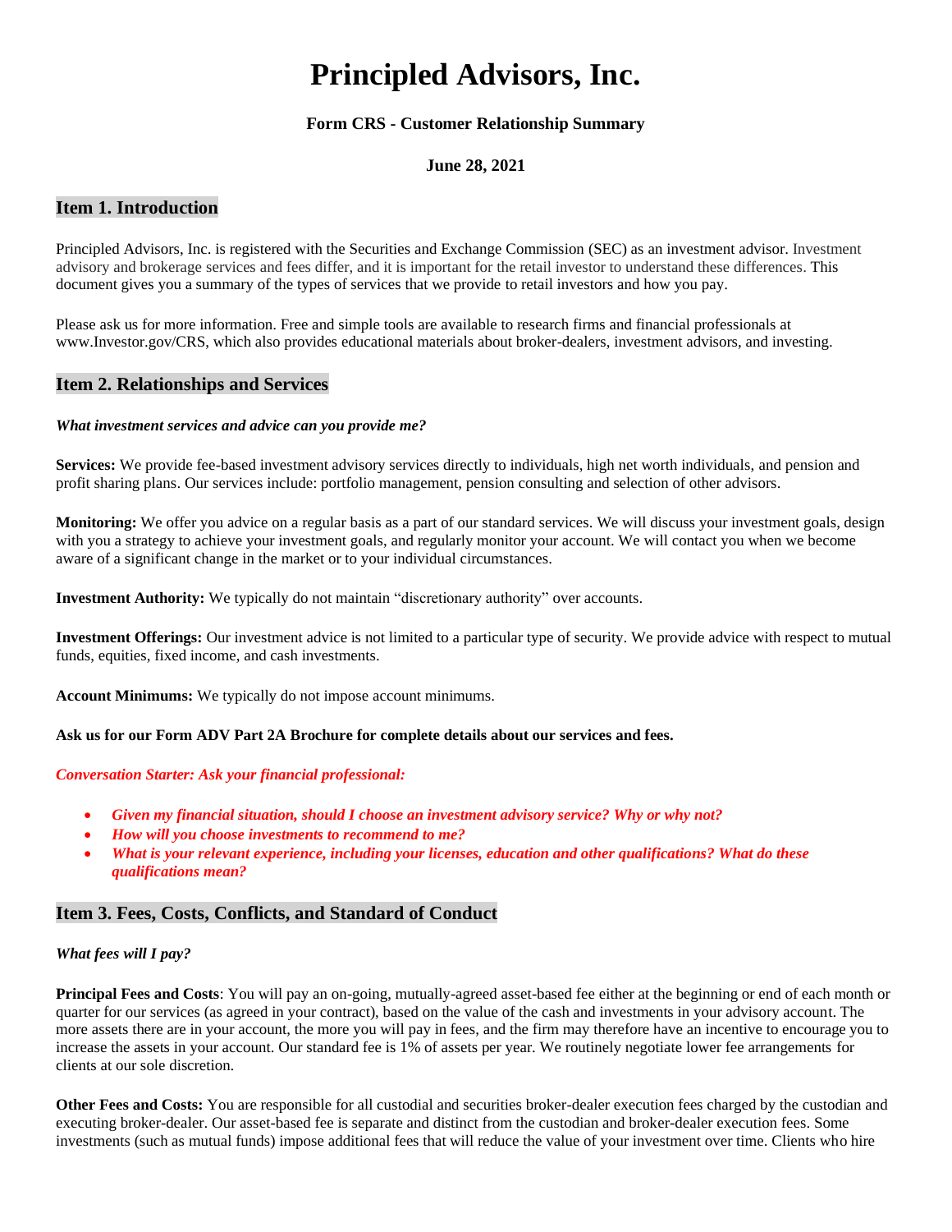# Principled Advisors, Inc.

**Form CRS - Customer Relationship Summary**

**June 28, 2021**

## Item 1. Introduction

Principled Advisors, Inc. is registered with the Securities and Exchange Commission (SEC) as an investment advisor. Investment advisory and brokerage services and fees differ, and it is important for the retail investor to understand these differences. This document gives you a summary of the types of services that we provide to retail investors and how you pay.

Please ask us for more information. Free and simple tools are available to research firms and financial professionals at www.Investor.gov/CRS, which also provides educational materials about broker-dealers, investment advisors, and investing.

## Item 2. Relationships and Services

***What investment services and advice can you provide me?***

**Services:** We provide fee-based investment advisory services directly to individuals, high net worth individuals, and pension and profit sharing plans. Our services include: portfolio management, pension consulting and selection of other advisors.

**Monitoring:** We offer you advice on a regular basis as a part of our standard services. We will discuss your investment goals, design with you a strategy to achieve your investment goals, and regularly monitor your account. We will contact you when we become aware of a significant change in the market or to your individual circumstances.

**Investment Authority:** We typically do not maintain "discretionary authority" over accounts.

**Investment Offerings:** Our investment advice is not limited to a particular type of security. We provide advice with respect to mutual funds, equities, fixed income, and cash investments.

**Account Minimums:** We typically do not impose account minimums.

**Ask us for our Form ADV Part 2A Brochure for complete details about our services and fees.**

***Conversation Starter: Ask your financial professional:***

- ***Given my financial situation, should I choose an investment advisory service? Why or why not?***
- ***How will you choose investments to recommend to me?***
- ***What is your relevant experience, including your licenses, education and other qualifications? What do these qualifications mean?***

## Item 3. Fees, Costs, Conflicts, and Standard of Conduct

***What fees will I pay?***

**Principal Fees and Costs**: You will pay an on-going, mutually-agreed asset-based fee either at the beginning or end of each month or quarter for our services (as agreed in your contract), based on the value of the cash and investments in your advisory account. The more assets there are in your account, the more you will pay in fees, and the firm may therefore have an incentive to encourage you to increase the assets in your account. Our standard fee is 1% of assets per year. We routinely negotiate lower fee arrangements for clients at our sole discretion.

**Other Fees and Costs:** You are responsible for all custodial and securities broker-dealer execution fees charged by the custodian and executing broker-dealer. Our asset-based fee is separate and distinct from the custodian and broker-dealer execution fees. Some investments (such as mutual funds) impose additional fees that will reduce the value of your investment over time. Clients who hire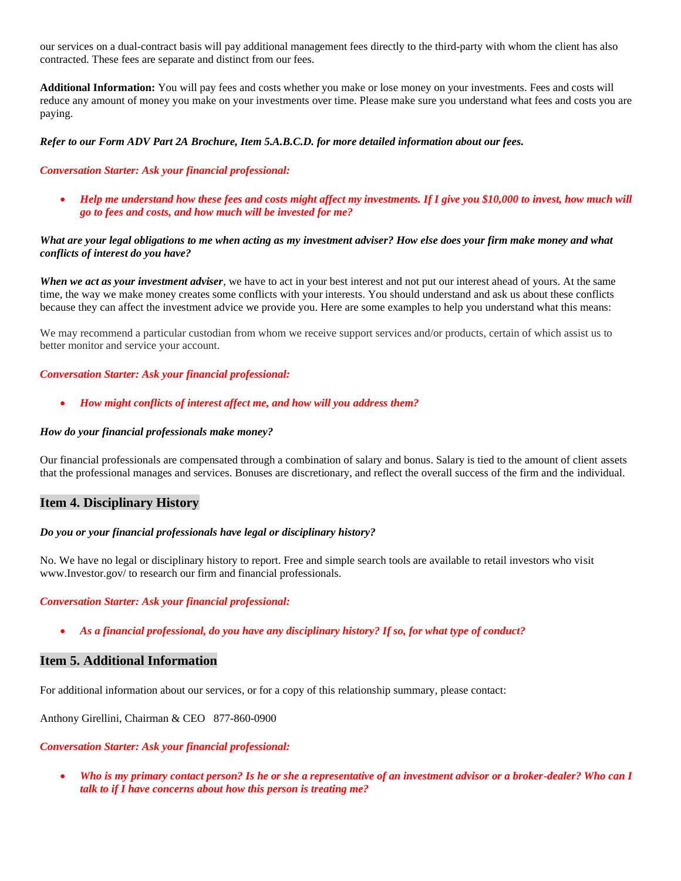our services on a dual-contract basis will pay additional management fees directly to the third-party with whom the client has also contracted. These fees are separate and distinct from our fees.

**Additional Information:** You will pay fees and costs whether you make or lose money on your investments. Fees and costs will reduce any amount of money you make on your investments over time. Please make sure you understand what fees and costs you are paying.

***Refer to our Form ADV Part 2A Brochure, Item 5.A.B.C.D. for more detailed information about our fees.***

***Conversation Starter: Ask your financial professional:***

- ***Help me understand how these fees and costs might affect my investments. If I give you $10,000 to invest, how much will go to fees and costs, and how much will be invested for me?***

***What are your legal obligations to me when acting as my investment adviser? How else does your firm make money and what conflicts of interest do you have?***

***When we act as your investment adviser***, we have to act in your best interest and not put our interest ahead of yours. At the same time, the way we make money creates some conflicts with your interests. You should understand and ask us about these conflicts because they can affect the investment advice we provide you. Here are some examples to help you understand what this means:

We may recommend a particular custodian from whom we receive support services and/or products, certain of which assist us to better monitor and service your account.

***Conversation Starter: Ask your financial professional:***

- ***How might conflicts of interest affect me, and how will you address them?***

***How do your financial professionals make money?***

Our financial professionals are compensated through a combination of salary and bonus. Salary is tied to the amount of client assets that the professional manages and services. Bonuses are discretionary, and reflect the overall success of the firm and the individual.

## Item 4. Disciplinary History

***Do you or your financial professionals have legal or disciplinary history?***

No. We have no legal or disciplinary history to report. Free and simple search tools are available to retail investors who visit www.Investor.gov/ to research our firm and financial professionals.

***Conversation Starter: Ask your financial professional:***

- ***As a financial professional, do you have any disciplinary history? If so, for what type of conduct?***

## Item 5. Additional Information

For additional information about our services, or for a copy of this relationship summary, please contact:

Anthony Girellini, Chairman & CEO 877-860-0900

***Conversation Starter: Ask your financial professional:***

- ***Who is my primary contact person? Is he or she a representative of an investment advisor or a broker-dealer? Who can I talk to if I have concerns about how this person is treating me?***